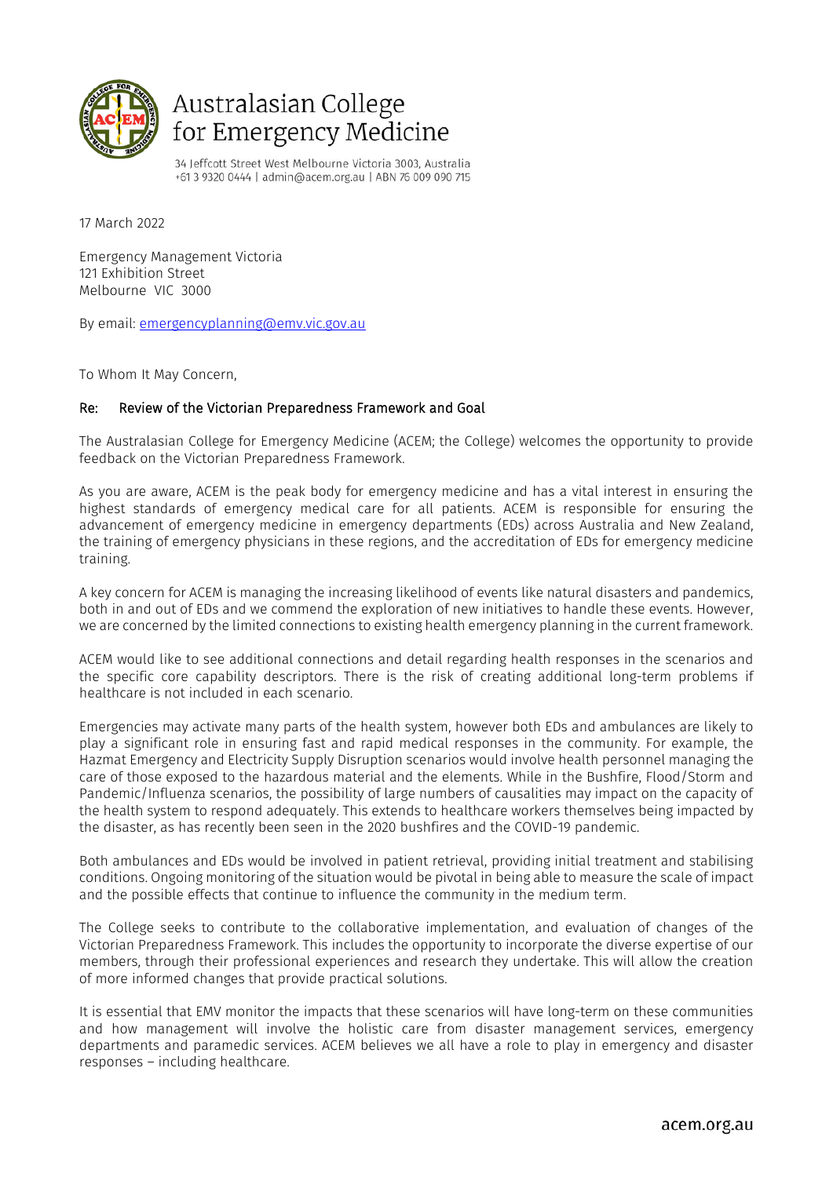# Australasian College for Emergency Medicine

34 Jeffcott Street West Melbourne Victoria 3003, Australia
+61 3 9320 0444 | admin@acem.org.au | ABN 76 009 090 715

17 March 2022

Emergency Management Victoria
121 Exhibition Street
Melbourne VIC 3000

By email: emergencyplanning@emv.vic.gov.au

To Whom It May Concern,

**Re: Review of the Victorian Preparedness Framework and Goal**

The Australasian College for Emergency Medicine (ACEM; the College) welcomes the opportunity to provide feedback on the Victorian Preparedness Framework.

As you are aware, ACEM is the peak body for emergency medicine and has a vital interest in ensuring the highest standards of emergency medical care for all patients. ACEM is responsible for ensuring the advancement of emergency medicine in emergency departments (EDs) across Australia and New Zealand, the training of emergency physicians in these regions, and the accreditation of EDs for emergency medicine training.

A key concern for ACEM is managing the increasing likelihood of events like natural disasters and pandemics, both in and out of EDs and we commend the exploration of new initiatives to handle these events. However, we are concerned by the limited connections to existing health emergency planning in the current framework.

ACEM would like to see additional connections and detail regarding health responses in the scenarios and the specific core capability descriptors. There is the risk of creating additional long-term problems if healthcare is not included in each scenario.

Emergencies may activate many parts of the health system, however both EDs and ambulances are likely to play a significant role in ensuring fast and rapid medical responses in the community. For example, the Hazmat Emergency and Electricity Supply Disruption scenarios would involve health personnel managing the care of those exposed to the hazardous material and the elements. While in the Bushfire, Flood/Storm and Pandemic/Influenza scenarios, the possibility of large numbers of causalities may impact on the capacity of the health system to respond adequately. This extends to healthcare workers themselves being impacted by the disaster, as has recently been seen in the 2020 bushfires and the COVID-19 pandemic.

Both ambulances and EDs would be involved in patient retrieval, providing initial treatment and stabilising conditions. Ongoing monitoring of the situation would be pivotal in being able to measure the scale of impact and the possible effects that continue to influence the community in the medium term.

The College seeks to contribute to the collaborative implementation, and evaluation of changes of the Victorian Preparedness Framework. This includes the opportunity to incorporate the diverse expertise of our members, through their professional experiences and research they undertake. This will allow the creation of more informed changes that provide practical solutions.

It is essential that EMV monitor the impacts that these scenarios will have long-term on these communities and how management will involve the holistic care from disaster management services, emergency departments and paramedic services. ACEM believes we all have a role to play in emergency and disaster responses – including healthcare.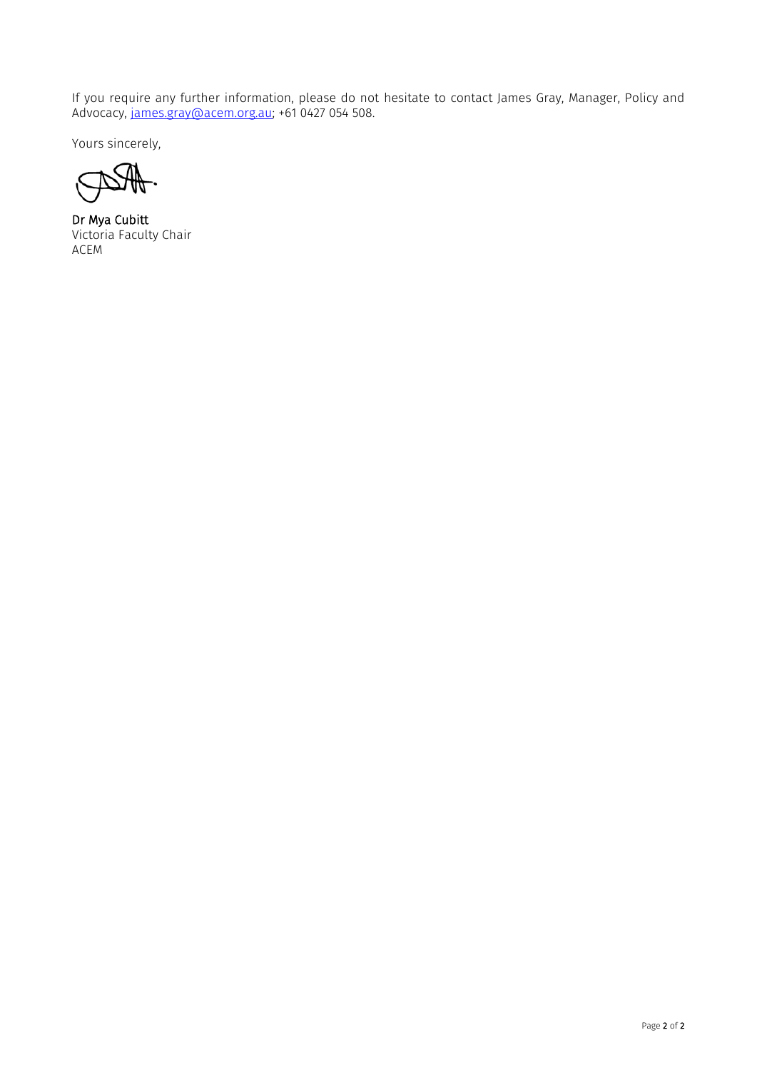If you require any further information, please do not hesitate to contact James Gray, Manager, Policy and Advocacy, james.gray@acem.org.au; +61 0427 054 508.

Yours sincerely,

**Dr Mya Cubitt**
Victoria Faculty Chair
ACEM